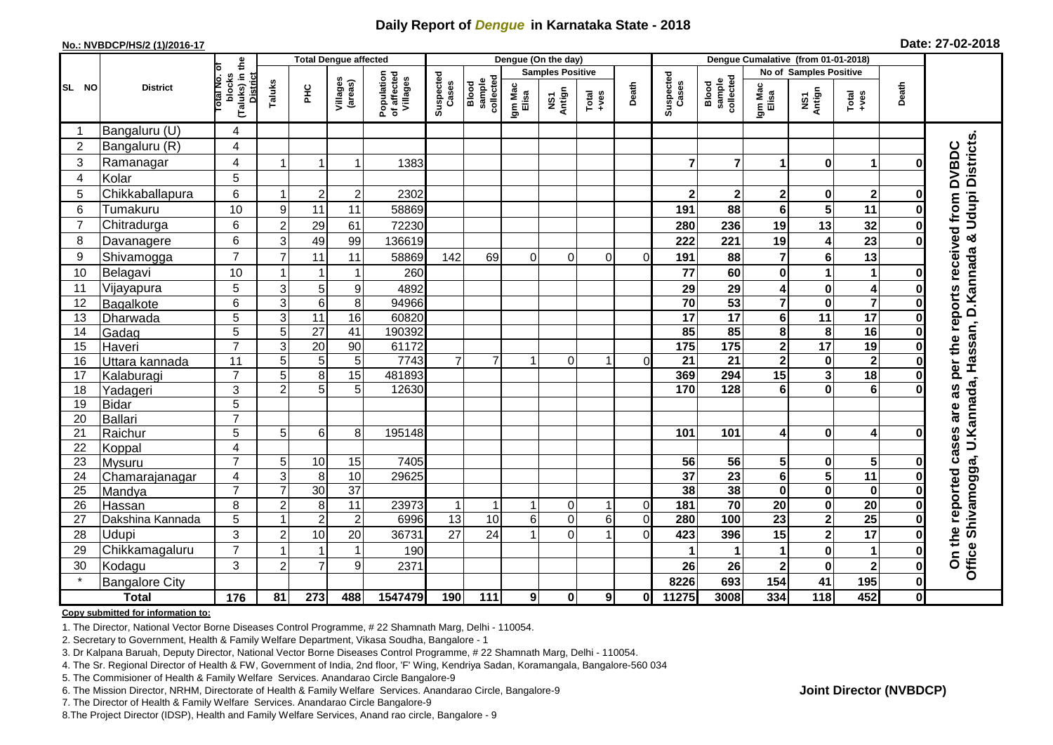# Daily Report of *Dengue* in Karnataka State - 2018

**No.: NVBDCP/HS/2 (1)/2016-17**

**Date: 27-02-2018**

| SL NO | District | Total No. of blocks (Taluks) in the District | Total Dengue affected | | | | Dengue (On the day) | | | | | | | Dengue Cumalative (from 01-01-2018) | | | | | | | |
|---|---|---|---|---|---|---|---|---|---|---|---|---|---|---|---|---|---|---|---|---|
| | | | Taluks | PHC | Villages (areas) | Population of affected Villages | Suspected Cases | Blood sample collected | Samples Positive | | | Death | Suspected Cases | Blood sample collected | No of Samples Positive | | | Death | |
| | | | | | | | | | Igm Mac Elisa | NS1 Antign | Total +ves | | | | Igm Mac Elisa | NS1 Antign | Total +ves | | |
| 1 | Bangaluru (U) | 4 | | | | | | | | | | | | | | | | | On the reported cases are as per the reports received from DVBDC Office Shivamogga, U.Kannada, Hassan, D.Kannada & Udupi Districts. |
| 2 | Bangaluru (R) | 4 | | | | | | | | | | | | | | | | | |
| 3 | Ramanagar | 4 | 1 | 1 | 1 | 1383 | | | | | | | 7 | 7 | 1 | 0 | 1 | 0 | |
| 4 | Kolar | 5 | | | | | | | | | | | | | | | | | |
| 5 | Chikkaballapura | 6 | 1 | 2 | 2 | 2302 | | | | | | | 2 | 2 | 2 | 0 | 2 | 0 | |
| 6 | Tumakuru | 10 | 9 | 11 | 11 | 58869 | | | | | | | 191 | 88 | 6 | 5 | 11 | 0 | |
| 7 | Chitradurga | 6 | 2 | 29 | 61 | 72230 | | | | | | | 280 | 236 | 19 | 13 | 32 | 0 | |
| 8 | Davanagere | 6 | 3 | 49 | 99 | 136619 | | | | | | | 222 | 221 | 19 | 4 | 23 | 0 | |
| 9 | Shivamogga | 7 | 7 | 11 | 11 | 58869 | 142 | 69 | 0 | 0 | 0 | 0 | 191 | 88 | 7 | 6 | 13 | | |
| 10 | Belagavi | 10 | 1 | 1 | 1 | 260 | | | | | | | 77 | 60 | 0 | 1 | 1 | 0 | |
| 11 | Vijayapura | 5 | 3 | 5 | 9 | 4892 | | | | | | | 29 | 29 | 4 | 0 | 4 | 0 | |
| 12 | Bagalkote | 6 | 3 | 6 | 8 | 94966 | | | | | | | 70 | 53 | 7 | 0 | 7 | 0 | |
| 13 | Dharwada | 5 | 3 | 11 | 16 | 60820 | | | | | | | 17 | 17 | 6 | 11 | 17 | 0 | |
| 14 | Gadag | 5 | 5 | 27 | 41 | 190392 | | | | | | | 85 | 85 | 8 | 8 | 16 | 0 | |
| 15 | Haveri | 7 | 3 | 20 | 90 | 61172 | | | | | | | 175 | 175 | 2 | 17 | 19 | 0 | |
| 16 | Uttara kannada | 11 | 5 | 5 | 5 | 7743 | 7 | 7 | 1 | 0 | 1 | 0 | 21 | 21 | 2 | 0 | 2 | 0 | |
| 17 | Kalaburagi | 7 | 5 | 8 | 15 | 481893 | | | | | | | 369 | 294 | 15 | 3 | 18 | 0 | |
| 18 | Yadageri | 3 | 2 | 5 | 5 | 12630 | | | | | | | 170 | 128 | 6 | 0 | 6 | 0 | |
| 19 | Bidar | 5 | | | | | | | | | | | | | | | | | |
| 20 | Ballari | 7 | | | | | | | | | | | | | | | | | |
| 21 | Raichur | 5 | 5 | 6 | 8 | 195148 | | | | | | | 101 | 101 | 4 | 0 | 4 | 0 | |
| 22 | Koppal | 4 | | | | | | | | | | | | | | | | | |
| 23 | Mysuru | 7 | 5 | 10 | 15 | 7405 | | | | | | | 56 | 56 | 5 | 0 | 5 | 0 | |
| 24 | Chamarajanagar | 4 | 3 | 8 | 10 | 29625 | | | | | | | 37 | 23 | 6 | 5 | 11 | 0 | |
| 25 | Mandya | 7 | 7 | 30 | 37 | | | | | | | | 38 | 38 | 0 | 0 | 0 | 0 | |
| 26 | Hassan | 8 | 2 | 8 | 11 | 23973 | 1 | 1 | 1 | 0 | 1 | 0 | 181 | 70 | 20 | 0 | 20 | 0 | |
| 27 | Dakshina Kannada | 5 | 1 | 2 | 2 | 6996 | 13 | 10 | 6 | 0 | 6 | 0 | 280 | 100 | 23 | 2 | 25 | 0 | |
| 28 | Udupi | 3 | 2 | 10 | 20 | 36731 | 27 | 24 | 1 | 0 | 1 | 0 | 423 | 396 | 15 | 2 | 17 | 0 | |
| 29 | Chikkamagaluru | 7 | 1 | 1 | 1 | 190 | | | | | | | 1 | 1 | 1 | 0 | 1 | 0 | |
| 30 | Kodagu | 3 | 2 | 7 | 9 | 2371 | | | | | | | 26 | 26 | 2 | 0 | 2 | 0 | |
| * | Bangalore City | | | | | | | | | | | | 8226 | 693 | 154 | 41 | 195 | 0 | |
| | **Total** | **176** | **81** | **273** | **488** | **1547479** | **190** | **111** | **9** | **0** | **9** | **0** | **11275** | **3008** | **334** | **118** | **452** | **0** | |

**Copy submitted for information to:**

1. The Director, National Vector Borne Diseases Control Programme, # 22 Shamnath Marg, Delhi - 110054.
2. Secretary to Government, Health & Family Welfare Department, Vikasa Soudha, Bangalore - 1
3. Dr Kalpana Baruah, Deputy Director, National Vector Borne Diseases Control Programme, # 22 Shamnath Marg, Delhi - 110054.
4. The Sr. Regional Director of Health & FW, Government of India, 2nd floor, 'F' Wing, Kendriya Sadan, Koramangala, Bangalore-560 034
5. The Commisioner of Health & Family Welfare Services. Anandarao Circle Bangalore-9
6. The Mission Director, NRHM, Directorate of Health & Family Welfare Services. Anandarao Circle, Bangalore-9
7. The Director of Health & Family Welfare Services. Anandarao Circle Bangalore-9
8. The Project Director (IDSP), Health and Family Welfare Services, Anand rao circle, Bangalore - 9

**Joint Director (NVBDCP)**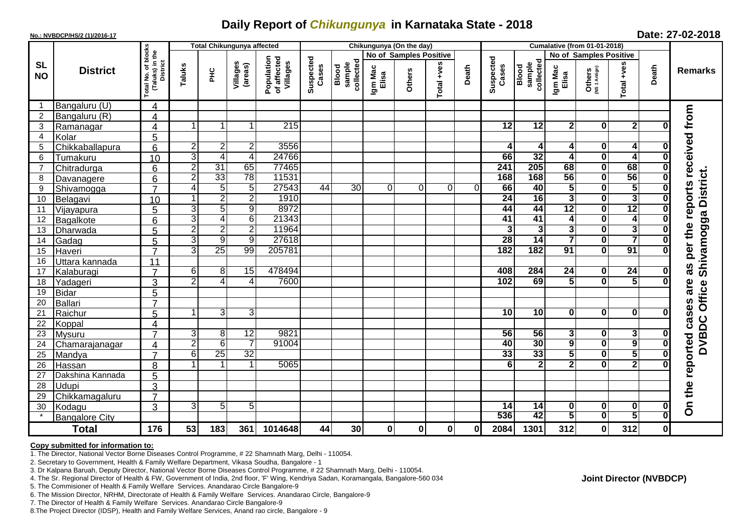# Daily Report of *Chikungunya* in Karnataka State - 2018

**No.: NVBDCP/HS/2 (1)/2016-17**

**Date: 27-02-2018**

| SL NO | District | Total No. of blocks (Taluks) in the District | Total Chikungunya affected | | | | Chikungunya (On the day) | | | | | | | Cumalative (from 01-01-2018) | | | | | | | Remarks |
|---|---|---|---|---|---|---|---|---|---|---|---|---|---|---|---|---|---|---|---|---|---|
| | | | Taluks | PHC | Villages (areas) | Population of affected Villages | Suspected Cases | Blood sample collected | No of Samples Positive | | | Death | Suspected Cases | Blood sample collected | No of Samples Positive | | | Death | |
| | | | | | | | | | Igm Mac Elisa | Others | Total +ves | | | | Igm Mac Elisa | Others (NS 1 Antign) | Total +ves | | |
| 1 | Bangaluru (U) | 4 | | | | | | | | | | | | | | | | | On the reported cases are as per the reports received from DVBDC Office Shivamogga District. |
| 2 | Bangaluru (R) | 4 | | | | | | | | | | | | | | | | | |
| 3 | Ramanagar | 4 | 1 | 1 | 1 | 215 | | | | | | | 12 | 12 | 2 | 0 | 2 | 0 | |
| 4 | Kolar | 5 | | | | | | | | | | | | | | | | | |
| 5 | Chikkaballapura | 6 | 2 | 2 | 2 | 3556 | | | | | | | 4 | 4 | 4 | 0 | 4 | 0 | |
| 6 | Tumakuru | 10 | 3 | 4 | 4 | 24766 | | | | | | | 66 | 32 | 4 | 0 | 4 | 0 | |
| 7 | Chitradurga | 6 | 2 | 31 | 65 | 77465 | | | | | | | 241 | 205 | 68 | 0 | 68 | 0 | |
| 8 | Davanagere | 6 | 2 | 33 | 78 | 11531 | | | | | | | 168 | 168 | 56 | 0 | 56 | 0 | |
| 9 | Shivamogga | 7 | 4 | 5 | 5 | 27543 | 44 | 30 | 0 | 0 | 0 | 0 | 66 | 40 | 5 | 0 | 5 | 0 | |
| 10 | Belagavi | 10 | 1 | 2 | 2 | 1910 | | | | | | | 24 | 16 | 3 | 0 | 3 | 0 | |
| 11 | Vijayapura | 5 | 3 | 5 | 9 | 8972 | | | | | | | 44 | 44 | 12 | 0 | 12 | 0 | |
| 12 | Bagalkote | 6 | 3 | 4 | 6 | 21343 | | | | | | | 41 | 41 | 4 | 0 | 4 | 0 | |
| 13 | Dharwada | 5 | 2 | 2 | 2 | 11964 | | | | | | | 3 | 3 | 3 | 0 | 3 | 0 | |
| 14 | Gadag | 5 | 3 | 9 | 9 | 27618 | | | | | | | 28 | 14 | 7 | 0 | 7 | 0 | |
| 15 | Haveri | 7 | 3 | 25 | 99 | 205781 | | | | | | | 182 | 182 | 91 | 0 | 91 | 0 | |
| 16 | Uttara kannada | 11 | | | | | | | | | | | | | | | | | |
| 17 | Kalaburagi | 7 | 6 | 8 | 15 | 478494 | | | | | | | 408 | 284 | 24 | 0 | 24 | 0 | |
| 18 | Yadageri | 3 | 2 | 4 | 4 | 7600 | | | | | | | 102 | 69 | 5 | 0 | 5 | 0 | |
| 19 | Bidar | 5 | | | | | | | | | | | | | | | | | |
| 20 | Ballari | 7 | | | | | | | | | | | | | | | | | |
| 21 | Raichur | 5 | 1 | 3 | 3 | | | | | | | | 10 | 10 | 0 | 0 | 0 | 0 | |
| 22 | Koppal | 4 | | | | | | | | | | | | | | | | | |
| 23 | Mysuru | 7 | 3 | 8 | 12 | 9821 | | | | | | | 56 | 56 | 3 | 0 | 3 | 0 | |
| 24 | Chamarajanagar | 4 | 2 | 6 | 7 | 91004 | | | | | | | 40 | 30 | 9 | 0 | 9 | 0 | |
| 25 | Mandya | 7 | 6 | 25 | 32 | | | | | | | | 33 | 33 | 5 | 0 | 5 | 0 | |
| 26 | Hassan | 8 | 1 | 1 | 1 | 5065 | | | | | | | 6 | 2 | 2 | 0 | 2 | 0 | |
| 27 | Dakshina Kannada | 5 | | | | | | | | | | | | | | | | | |
| 28 | Udupi | 3 | | | | | | | | | | | | | | | | | |
| 29 | Chikkamagaluru | 7 | | | | | | | | | | | | | | | | | |
| 30 | Kodagu | 3 | 3 | 5 | 5 | | | | | | | | 14 | 14 | 0 | 0 | 0 | 0 | |
| * | Bangalore City | | | | | | | | | | | | 536 | 42 | 5 | 0 | 5 | 0 | |
| **Total** | | **176** | **53** | **183** | **361** | **1014648** | **44** | **30** | **0** | **0** | **0** | **0** | **2084** | **1301** | **312** | **0** | **312** | **0** | |

**Copy submitted for information to:**

1. The Director, National Vector Borne Diseases Control Programme, # 22 Shamnath Marg, Delhi - 110054.
2. Secretary to Government, Health & Family Welfare Department, Vikasa Soudha, Bangalore - 1
3. Dr Kalpana Baruah, Deputy Director, National Vector Borne Diseases Control Programme, # 22 Shamnath Marg, Delhi - 110054.
4. The Sr. Regional Director of Health & FW, Government of India, 2nd floor, 'F' Wing, Kendriya Sadan, Koramangala, Bangalore-560 034
5. The Commisioner of Health & Family Welfare Services. Anandarao Circle Bangalore-9
6. The Mission Director, NRHM, Directorate of Health & Family Welfare Services. Anandarao Circle, Bangalore-9
7. The Director of Health & Family Welfare Services. Anandarao Circle Bangalore-9
8. The Project Director (IDSP), Health and Family Welfare Services, Anand rao circle, Bangalore - 9

**Joint Director (NVBDCP)**